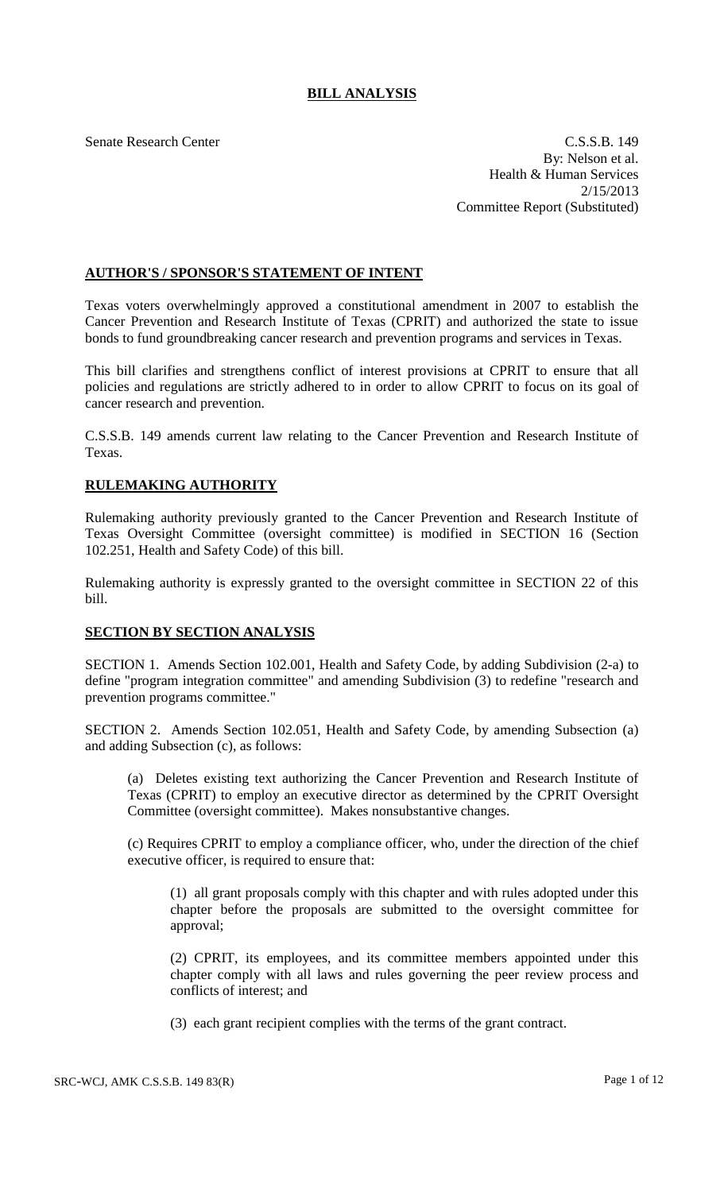# BILL ANALYSIS

Senate Research Center

C.S.S.B. 149
By: Nelson et al.
Health & Human Services
2/15/2013
Committee Report (Substituted)

## AUTHOR'S / SPONSOR'S STATEMENT OF INTENT

Texas voters overwhelmingly approved a constitutional amendment in 2007 to establish the Cancer Prevention and Research Institute of Texas (CPRIT) and authorized the state to issue bonds to fund groundbreaking cancer research and prevention programs and services in Texas.

This bill clarifies and strengthens conflict of interest provisions at CPRIT to ensure that all policies and regulations are strictly adhered to in order to allow CPRIT to focus on its goal of cancer research and prevention.

C.S.S.B. 149 amends current law relating to the Cancer Prevention and Research Institute of Texas.

## RULEMAKING AUTHORITY

Rulemaking authority previously granted to the Cancer Prevention and Research Institute of Texas Oversight Committee (oversight committee) is modified in SECTION 16 (Section 102.251, Health and Safety Code) of this bill.

Rulemaking authority is expressly granted to the oversight committee in SECTION 22 of this bill.

## SECTION BY SECTION ANALYSIS

SECTION 1. Amends Section 102.001, Health and Safety Code, by adding Subdivision (2-a) to define "program integration committee" and amending Subdivision (3) to redefine "research and prevention programs committee."

SECTION 2. Amends Section 102.051, Health and Safety Code, by amending Subsection (a) and adding Subsection (c), as follows:

(a) Deletes existing text authorizing the Cancer Prevention and Research Institute of Texas (CPRIT) to employ an executive director as determined by the CPRIT Oversight Committee (oversight committee). Makes nonsubstantive changes.

(c) Requires CPRIT to employ a compliance officer, who, under the direction of the chief executive officer, is required to ensure that:

(1) all grant proposals comply with this chapter and with rules adopted under this chapter before the proposals are submitted to the oversight committee for approval;

(2) CPRIT, its employees, and its committee members appointed under this chapter comply with all laws and rules governing the peer review process and conflicts of interest; and

(3) each grant recipient complies with the terms of the grant contract.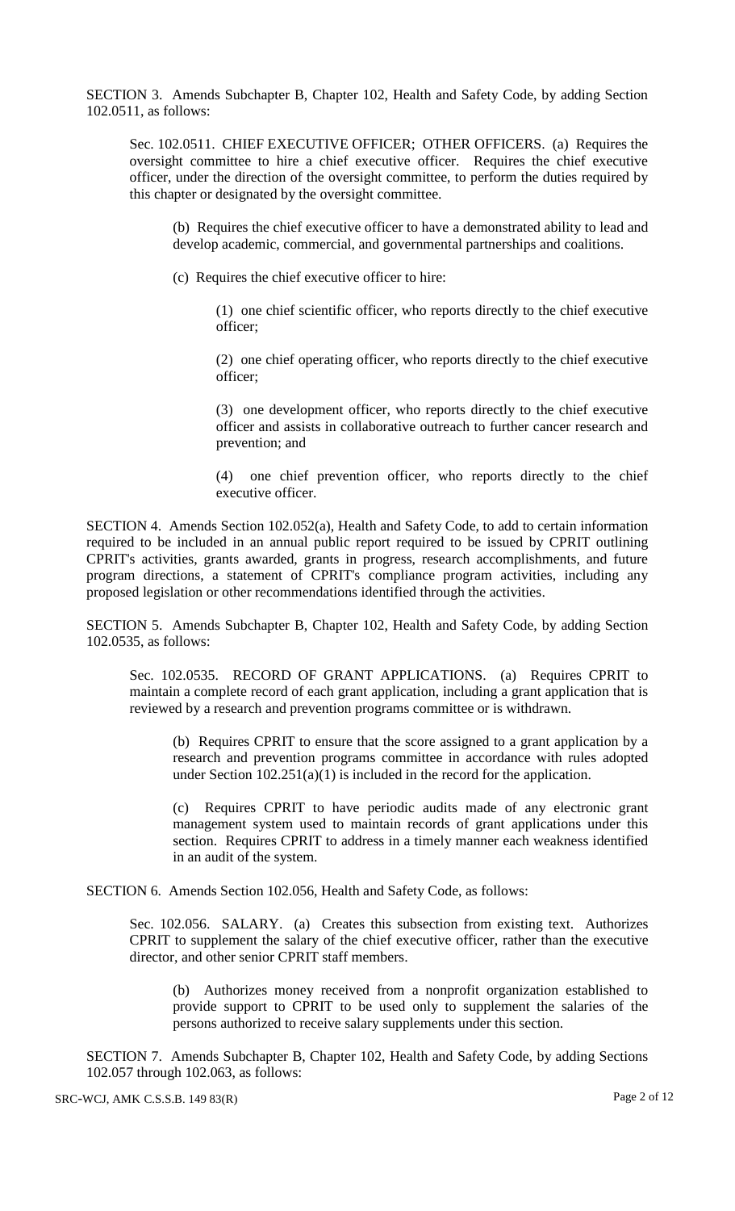SECTION 3. Amends Subchapter B, Chapter 102, Health and Safety Code, by adding Section 102.0511, as follows:

Sec. 102.0511. CHIEF EXECUTIVE OFFICER; OTHER OFFICERS. (a) Requires the oversight committee to hire a chief executive officer. Requires the chief executive officer, under the direction of the oversight committee, to perform the duties required by this chapter or designated by the oversight committee.

(b) Requires the chief executive officer to have a demonstrated ability to lead and develop academic, commercial, and governmental partnerships and coalitions.

(c) Requires the chief executive officer to hire:

(1) one chief scientific officer, who reports directly to the chief executive officer;

(2) one chief operating officer, who reports directly to the chief executive officer;

(3) one development officer, who reports directly to the chief executive officer and assists in collaborative outreach to further cancer research and prevention; and

(4) one chief prevention officer, who reports directly to the chief executive officer.

SECTION 4. Amends Section 102.052(a), Health and Safety Code, to add to certain information required to be included in an annual public report required to be issued by CPRIT outlining CPRIT's activities, grants awarded, grants in progress, research accomplishments, and future program directions, a statement of CPRIT's compliance program activities, including any proposed legislation or other recommendations identified through the activities.

SECTION 5. Amends Subchapter B, Chapter 102, Health and Safety Code, by adding Section 102.0535, as follows:

Sec. 102.0535. RECORD OF GRANT APPLICATIONS. (a) Requires CPRIT to maintain a complete record of each grant application, including a grant application that is reviewed by a research and prevention programs committee or is withdrawn.

(b) Requires CPRIT to ensure that the score assigned to a grant application by a research and prevention programs committee in accordance with rules adopted under Section 102.251(a)(1) is included in the record for the application.

(c) Requires CPRIT to have periodic audits made of any electronic grant management system used to maintain records of grant applications under this section. Requires CPRIT to address in a timely manner each weakness identified in an audit of the system.

SECTION 6. Amends Section 102.056, Health and Safety Code, as follows:

Sec. 102.056. SALARY. (a) Creates this subsection from existing text. Authorizes CPRIT to supplement the salary of the chief executive officer, rather than the executive director, and other senior CPRIT staff members.

(b) Authorizes money received from a nonprofit organization established to provide support to CPRIT to be used only to supplement the salaries of the persons authorized to receive salary supplements under this section.

SECTION 7. Amends Subchapter B, Chapter 102, Health and Safety Code, by adding Sections 102.057 through 102.063, as follows: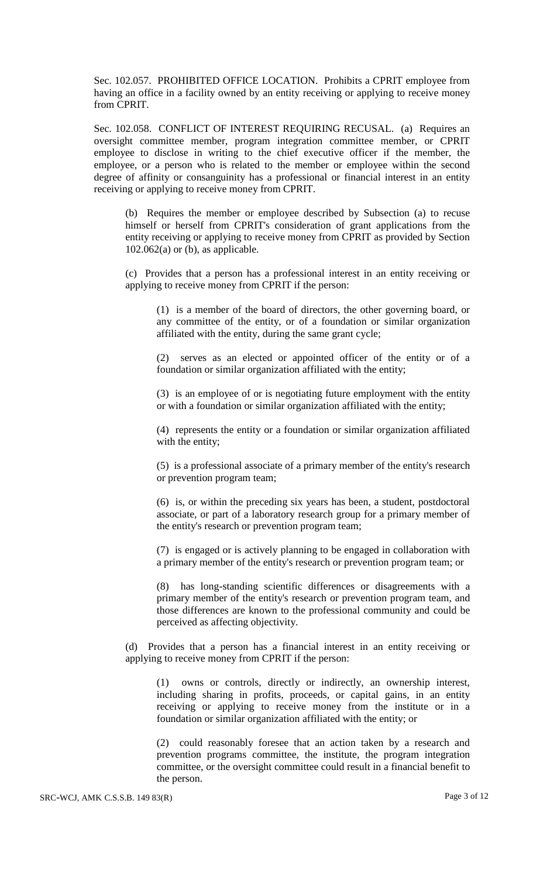Sec. 102.057. PROHIBITED OFFICE LOCATION. Prohibits a CPRIT employee from having an office in a facility owned by an entity receiving or applying to receive money from CPRIT.

Sec. 102.058. CONFLICT OF INTEREST REQUIRING RECUSAL. (a) Requires an oversight committee member, program integration committee member, or CPRIT employee to disclose in writing to the chief executive officer if the member, the employee, or a person who is related to the member or employee within the second degree of affinity or consanguinity has a professional or financial interest in an entity receiving or applying to receive money from CPRIT.

(b) Requires the member or employee described by Subsection (a) to recuse himself or herself from CPRIT's consideration of grant applications from the entity receiving or applying to receive money from CPRIT as provided by Section 102.062(a) or (b), as applicable.

(c) Provides that a person has a professional interest in an entity receiving or applying to receive money from CPRIT if the person:

(1) is a member of the board of directors, the other governing board, or any committee of the entity, or of a foundation or similar organization affiliated with the entity, during the same grant cycle;

(2) serves as an elected or appointed officer of the entity or of a foundation or similar organization affiliated with the entity;

(3) is an employee of or is negotiating future employment with the entity or with a foundation or similar organization affiliated with the entity;

(4) represents the entity or a foundation or similar organization affiliated with the entity;

(5) is a professional associate of a primary member of the entity's research or prevention program team;

(6) is, or within the preceding six years has been, a student, postdoctoral associate, or part of a laboratory research group for a primary member of the entity's research or prevention program team;

(7) is engaged or is actively planning to be engaged in collaboration with a primary member of the entity's research or prevention program team; or

(8) has long-standing scientific differences or disagreements with a primary member of the entity's research or prevention program team, and those differences are known to the professional community and could be perceived as affecting objectivity.

(d) Provides that a person has a financial interest in an entity receiving or applying to receive money from CPRIT if the person:

(1) owns or controls, directly or indirectly, an ownership interest, including sharing in profits, proceeds, or capital gains, in an entity receiving or applying to receive money from the institute or in a foundation or similar organization affiliated with the entity; or

(2) could reasonably foresee that an action taken by a research and prevention programs committee, the institute, the program integration committee, or the oversight committee could result in a financial benefit to the person.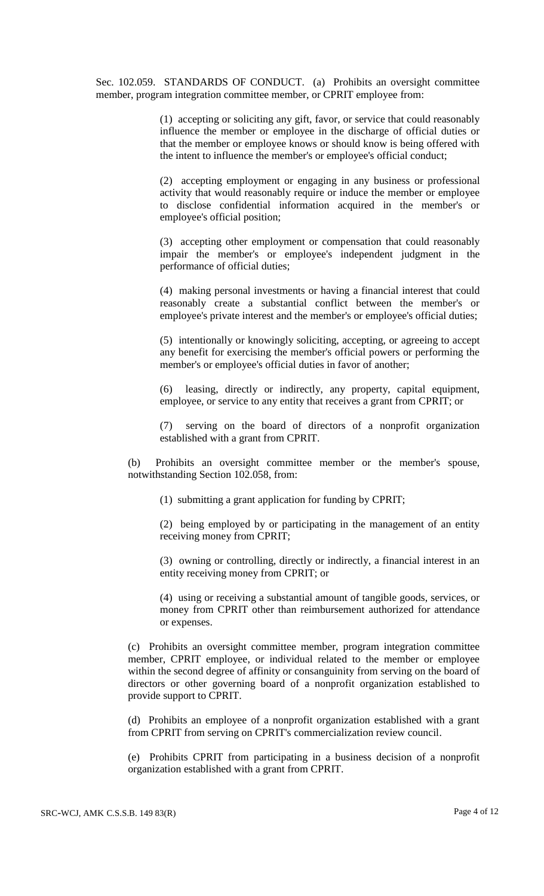Sec. 102.059. STANDARDS OF CONDUCT. (a) Prohibits an oversight committee member, program integration committee member, or CPRIT employee from:

> (1) accepting or soliciting any gift, favor, or service that could reasonably influence the member or employee in the discharge of official duties or that the member or employee knows or should know is being offered with the intent to influence the member's or employee's official conduct;
>
> (2) accepting employment or engaging in any business or professional activity that would reasonably require or induce the member or employee to disclose confidential information acquired in the member's or employee's official position;
>
> (3) accepting other employment or compensation that could reasonably impair the member's or employee's independent judgment in the performance of official duties;
>
> (4) making personal investments or having a financial interest that could reasonably create a substantial conflict between the member's or employee's private interest and the member's or employee's official duties;
>
> (5) intentionally or knowingly soliciting, accepting, or agreeing to accept any benefit for exercising the member's official powers or performing the member's or employee's official duties in favor of another;
>
> (6) leasing, directly or indirectly, any property, capital equipment, employee, or service to any entity that receives a grant from CPRIT; or
>
> (7) serving on the board of directors of a nonprofit organization established with a grant from CPRIT.

(b) Prohibits an oversight committee member or the member's spouse, notwithstanding Section 102.058, from:

> (1) submitting a grant application for funding by CPRIT;
>
> (2) being employed by or participating in the management of an entity receiving money from CPRIT;
>
> (3) owning or controlling, directly or indirectly, a financial interest in an entity receiving money from CPRIT; or
>
> (4) using or receiving a substantial amount of tangible goods, services, or money from CPRIT other than reimbursement authorized for attendance or expenses.

(c) Prohibits an oversight committee member, program integration committee member, CPRIT employee, or individual related to the member or employee within the second degree of affinity or consanguinity from serving on the board of directors or other governing board of a nonprofit organization established to provide support to CPRIT.

(d) Prohibits an employee of a nonprofit organization established with a grant from CPRIT from serving on CPRIT's commercialization review council.

(e) Prohibits CPRIT from participating in a business decision of a nonprofit organization established with a grant from CPRIT.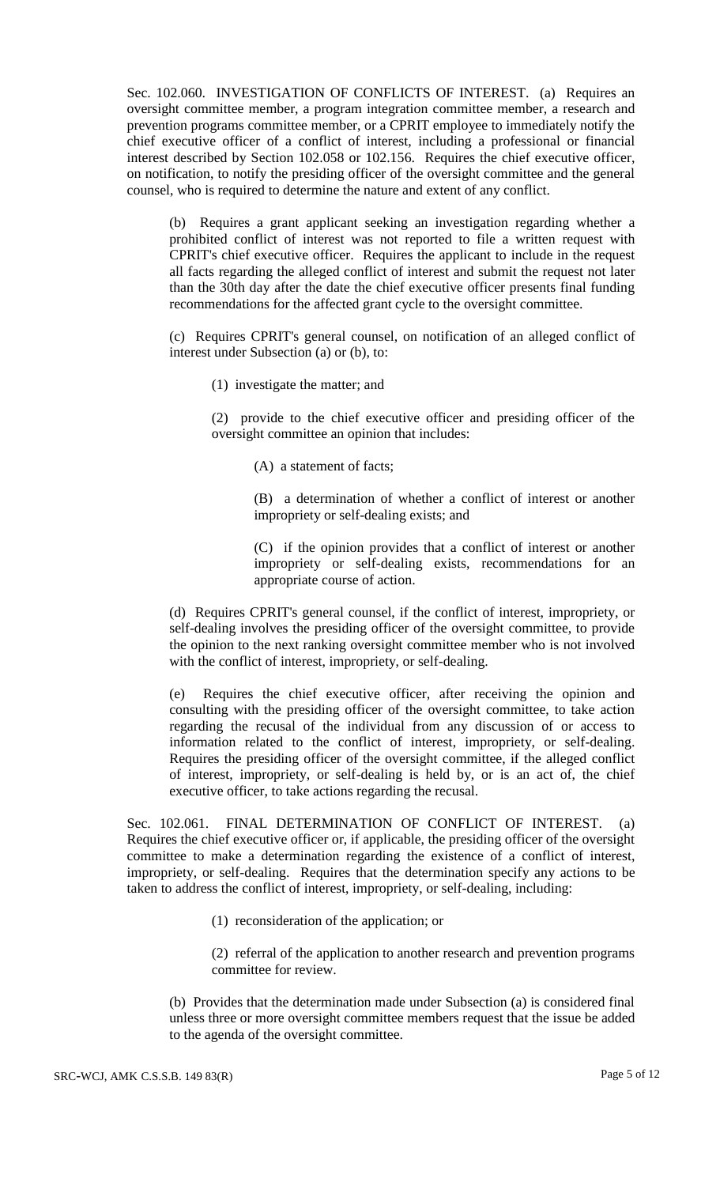Sec. 102.060. INVESTIGATION OF CONFLICTS OF INTEREST. (a) Requires an oversight committee member, a program integration committee member, a research and prevention programs committee member, or a CPRIT employee to immediately notify the chief executive officer of a conflict of interest, including a professional or financial interest described by Section 102.058 or 102.156. Requires the chief executive officer, on notification, to notify the presiding officer of the oversight committee and the general counsel, who is required to determine the nature and extent of any conflict.

(b) Requires a grant applicant seeking an investigation regarding whether a prohibited conflict of interest was not reported to file a written request with CPRIT's chief executive officer. Requires the applicant to include in the request all facts regarding the alleged conflict of interest and submit the request not later than the 30th day after the date the chief executive officer presents final funding recommendations for the affected grant cycle to the oversight committee.

(c) Requires CPRIT's general counsel, on notification of an alleged conflict of interest under Subsection (a) or (b), to:

(1) investigate the matter; and

(2) provide to the chief executive officer and presiding officer of the oversight committee an opinion that includes:

(A) a statement of facts;

(B) a determination of whether a conflict of interest or another impropriety or self-dealing exists; and

(C) if the opinion provides that a conflict of interest or another impropriety or self-dealing exists, recommendations for an appropriate course of action.

(d) Requires CPRIT's general counsel, if the conflict of interest, impropriety, or self-dealing involves the presiding officer of the oversight committee, to provide the opinion to the next ranking oversight committee member who is not involved with the conflict of interest, impropriety, or self-dealing.

(e) Requires the chief executive officer, after receiving the opinion and consulting with the presiding officer of the oversight committee, to take action regarding the recusal of the individual from any discussion of or access to information related to the conflict of interest, impropriety, or self-dealing. Requires the presiding officer of the oversight committee, if the alleged conflict of interest, impropriety, or self-dealing is held by, or is an act of, the chief executive officer, to take actions regarding the recusal.

Sec. 102.061. FINAL DETERMINATION OF CONFLICT OF INTEREST. (a) Requires the chief executive officer or, if applicable, the presiding officer of the oversight committee to make a determination regarding the existence of a conflict of interest, impropriety, or self-dealing. Requires that the determination specify any actions to be taken to address the conflict of interest, impropriety, or self-dealing, including:

(1) reconsideration of the application; or

(2) referral of the application to another research and prevention programs committee for review.

(b) Provides that the determination made under Subsection (a) is considered final unless three or more oversight committee members request that the issue be added to the agenda of the oversight committee.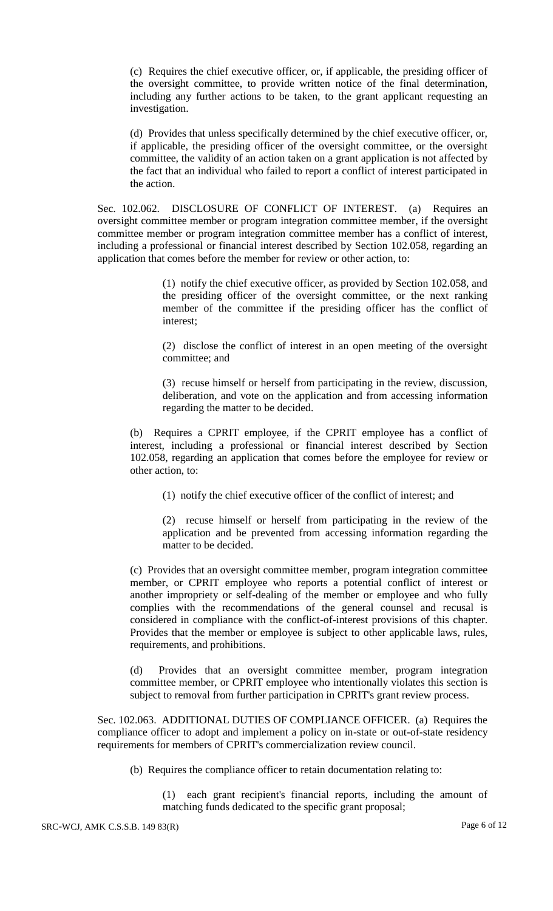(c) Requires the chief executive officer, or, if applicable, the presiding officer of the oversight committee, to provide written notice of the final determination, including any further actions to be taken, to the grant applicant requesting an investigation.

(d) Provides that unless specifically determined by the chief executive officer, or, if applicable, the presiding officer of the oversight committee, or the oversight committee, the validity of an action taken on a grant application is not affected by the fact that an individual who failed to report a conflict of interest participated in the action.

Sec. 102.062. DISCLOSURE OF CONFLICT OF INTEREST. (a) Requires an oversight committee member or program integration committee member, if the oversight committee member or program integration committee member has a conflict of interest, including a professional or financial interest described by Section 102.058, regarding an application that comes before the member for review or other action, to:

(1) notify the chief executive officer, as provided by Section 102.058, and the presiding officer of the oversight committee, or the next ranking member of the committee if the presiding officer has the conflict of interest;

(2) disclose the conflict of interest in an open meeting of the oversight committee; and

(3) recuse himself or herself from participating in the review, discussion, deliberation, and vote on the application and from accessing information regarding the matter to be decided.

(b) Requires a CPRIT employee, if the CPRIT employee has a conflict of interest, including a professional or financial interest described by Section 102.058, regarding an application that comes before the employee for review or other action, to:

(1) notify the chief executive officer of the conflict of interest; and

(2) recuse himself or herself from participating in the review of the application and be prevented from accessing information regarding the matter to be decided.

(c) Provides that an oversight committee member, program integration committee member, or CPRIT employee who reports a potential conflict of interest or another impropriety or self-dealing of the member or employee and who fully complies with the recommendations of the general counsel and recusal is considered in compliance with the conflict-of-interest provisions of this chapter. Provides that the member or employee is subject to other applicable laws, rules, requirements, and prohibitions.

(d) Provides that an oversight committee member, program integration committee member, or CPRIT employee who intentionally violates this section is subject to removal from further participation in CPRIT's grant review process.

Sec. 102.063. ADDITIONAL DUTIES OF COMPLIANCE OFFICER. (a) Requires the compliance officer to adopt and implement a policy on in-state or out-of-state residency requirements for members of CPRIT's commercialization review council.

(b) Requires the compliance officer to retain documentation relating to:

(1) each grant recipient's financial reports, including the amount of matching funds dedicated to the specific grant proposal;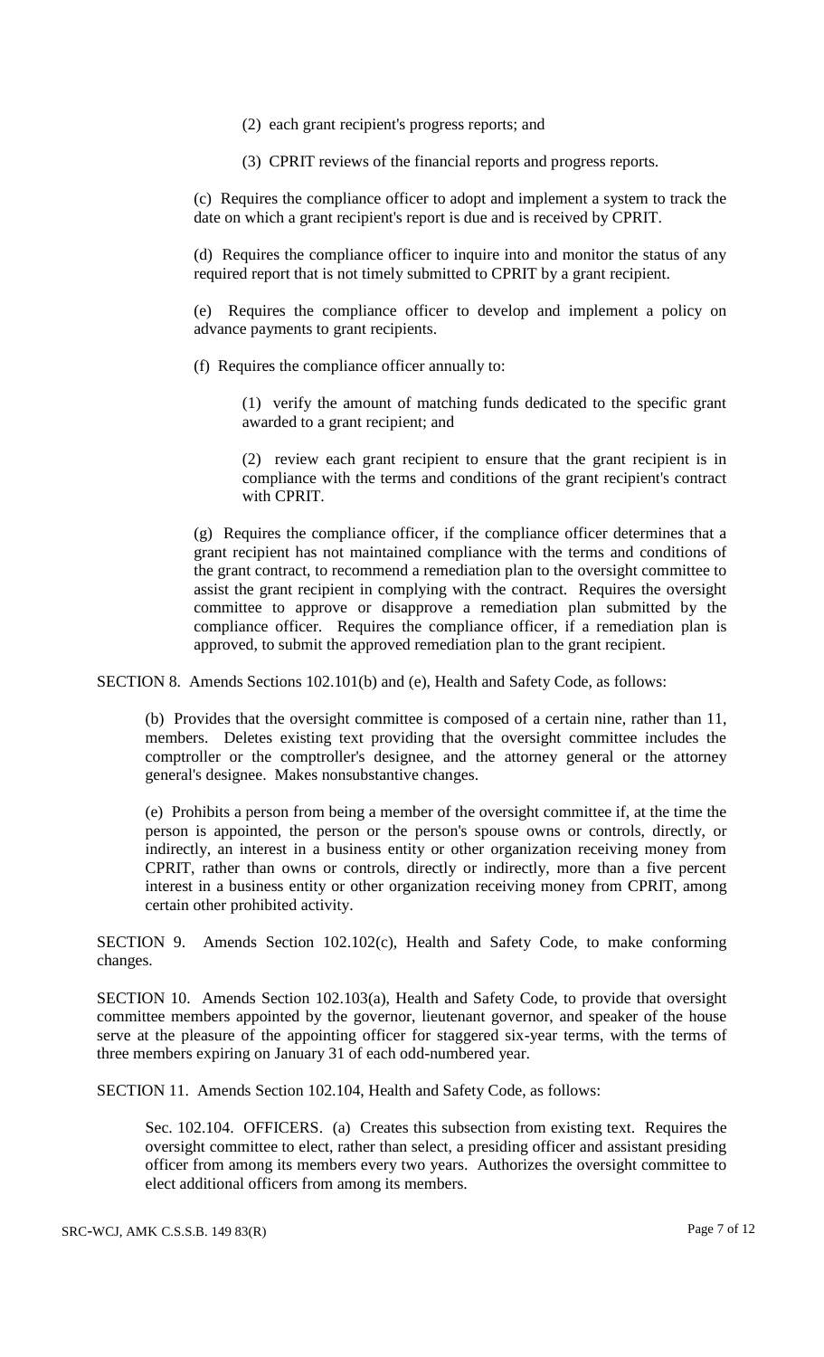(2) each grant recipient's progress reports; and

(3) CPRIT reviews of the financial reports and progress reports.

(c) Requires the compliance officer to adopt and implement a system to track the date on which a grant recipient's report is due and is received by CPRIT.

(d) Requires the compliance officer to inquire into and monitor the status of any required report that is not timely submitted to CPRIT by a grant recipient.

(e) Requires the compliance officer to develop and implement a policy on advance payments to grant recipients.

(f) Requires the compliance officer annually to:

(1) verify the amount of matching funds dedicated to the specific grant awarded to a grant recipient; and

(2) review each grant recipient to ensure that the grant recipient is in compliance with the terms and conditions of the grant recipient's contract with CPRIT.

(g) Requires the compliance officer, if the compliance officer determines that a grant recipient has not maintained compliance with the terms and conditions of the grant contract, to recommend a remediation plan to the oversight committee to assist the grant recipient in complying with the contract. Requires the oversight committee to approve or disapprove a remediation plan submitted by the compliance officer. Requires the compliance officer, if a remediation plan is approved, to submit the approved remediation plan to the grant recipient.

SECTION 8. Amends Sections 102.101(b) and (e), Health and Safety Code, as follows:

(b) Provides that the oversight committee is composed of a certain nine, rather than 11, members. Deletes existing text providing that the oversight committee includes the comptroller or the comptroller's designee, and the attorney general or the attorney general's designee. Makes nonsubstantive changes.

(e) Prohibits a person from being a member of the oversight committee if, at the time the person is appointed, the person or the person's spouse owns or controls, directly, or indirectly, an interest in a business entity or other organization receiving money from CPRIT, rather than owns or controls, directly or indirectly, more than a five percent interest in a business entity or other organization receiving money from CPRIT, among certain other prohibited activity.

SECTION 9. Amends Section 102.102(c), Health and Safety Code, to make conforming changes.

SECTION 10. Amends Section 102.103(a), Health and Safety Code, to provide that oversight committee members appointed by the governor, lieutenant governor, and speaker of the house serve at the pleasure of the appointing officer for staggered six-year terms, with the terms of three members expiring on January 31 of each odd-numbered year.

SECTION 11. Amends Section 102.104, Health and Safety Code, as follows:

Sec. 102.104. OFFICERS. (a) Creates this subsection from existing text. Requires the oversight committee to elect, rather than select, a presiding officer and assistant presiding officer from among its members every two years. Authorizes the oversight committee to elect additional officers from among its members.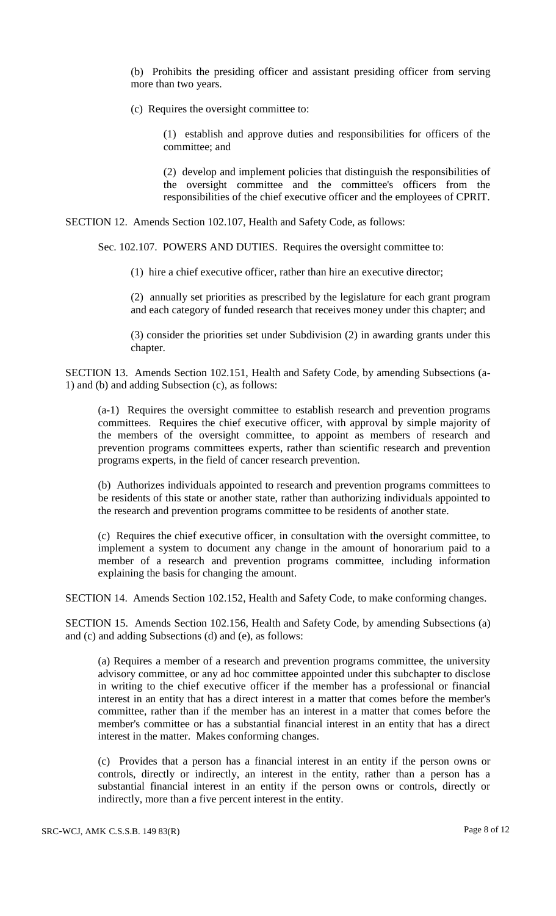(b) Prohibits the presiding officer and assistant presiding officer from serving more than two years.

(c) Requires the oversight committee to:

(1) establish and approve duties and responsibilities for officers of the committee; and

(2) develop and implement policies that distinguish the responsibilities of the oversight committee and the committee's officers from the responsibilities of the chief executive officer and the employees of CPRIT.

SECTION 12. Amends Section 102.107, Health and Safety Code, as follows:

Sec. 102.107. POWERS AND DUTIES. Requires the oversight committee to:

(1) hire a chief executive officer, rather than hire an executive director;

(2) annually set priorities as prescribed by the legislature for each grant program and each category of funded research that receives money under this chapter; and

(3) consider the priorities set under Subdivision (2) in awarding grants under this chapter.

SECTION 13. Amends Section 102.151, Health and Safety Code, by amending Subsections (a-1) and (b) and adding Subsection (c), as follows:

(a-1) Requires the oversight committee to establish research and prevention programs committees. Requires the chief executive officer, with approval by simple majority of the members of the oversight committee, to appoint as members of research and prevention programs committees experts, rather than scientific research and prevention programs committees experts, in the field of cancer research prevention.

(b) Authorizes individuals appointed to research and prevention programs committees to be residents of this state or another state, rather than authorizing individuals appointed to the research and prevention programs committee to be residents of another state.

(c) Requires the chief executive officer, in consultation with the oversight committee, to implement a system to document any change in the amount of honorarium paid to a member of a research and prevention programs committee, including information explaining the basis for changing the amount.

SECTION 14. Amends Section 102.152, Health and Safety Code, to make conforming changes.

SECTION 15. Amends Section 102.156, Health and Safety Code, by amending Subsections (a) and (c) and adding Subsections (d) and (e), as follows:

(a) Requires a member of a research and prevention programs committee, the university advisory committee, or any ad hoc committee appointed under this subchapter to disclose in writing to the chief executive officer if the member has a professional or financial interest in an entity that has a direct interest in a matter that comes before the member's committee, rather than if the member has an interest in a matter that comes before the member's committee or has a substantial financial interest in an entity that has a direct interest in the matter. Makes conforming changes.

(c) Provides that a person has a financial interest in an entity if the person owns or controls, directly or indirectly, an interest in the entity, rather than a person has a substantial financial interest in an entity if the person owns or controls, directly or indirectly, more than a five percent interest in the entity.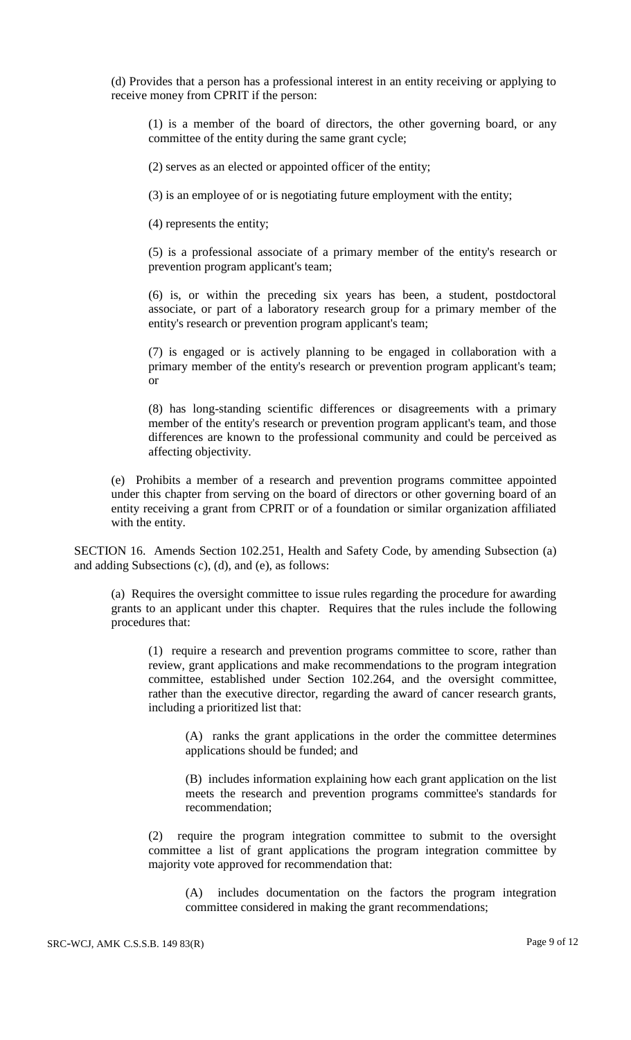(d) Provides that a person has a professional interest in an entity receiving or applying to receive money from CPRIT if the person:

(1) is a member of the board of directors, the other governing board, or any committee of the entity during the same grant cycle;

(2) serves as an elected or appointed officer of the entity;

(3) is an employee of or is negotiating future employment with the entity;

(4) represents the entity;

(5) is a professional associate of a primary member of the entity's research or prevention program applicant's team;

(6) is, or within the preceding six years has been, a student, postdoctoral associate, or part of a laboratory research group for a primary member of the entity's research or prevention program applicant's team;

(7) is engaged or is actively planning to be engaged in collaboration with a primary member of the entity's research or prevention program applicant's team; or

(8) has long-standing scientific differences or disagreements with a primary member of the entity's research or prevention program applicant's team, and those differences are known to the professional community and could be perceived as affecting objectivity.

(e) Prohibits a member of a research and prevention programs committee appointed under this chapter from serving on the board of directors or other governing board of an entity receiving a grant from CPRIT or of a foundation or similar organization affiliated with the entity.

SECTION 16. Amends Section 102.251, Health and Safety Code, by amending Subsection (a) and adding Subsections (c), (d), and (e), as follows:

(a) Requires the oversight committee to issue rules regarding the procedure for awarding grants to an applicant under this chapter. Requires that the rules include the following procedures that:

(1) require a research and prevention programs committee to score, rather than review, grant applications and make recommendations to the program integration committee, established under Section 102.264, and the oversight committee, rather than the executive director, regarding the award of cancer research grants, including a prioritized list that:

(A) ranks the grant applications in the order the committee determines applications should be funded; and

(B) includes information explaining how each grant application on the list meets the research and prevention programs committee's standards for recommendation;

(2) require the program integration committee to submit to the oversight committee a list of grant applications the program integration committee by majority vote approved for recommendation that:

(A) includes documentation on the factors the program integration committee considered in making the grant recommendations;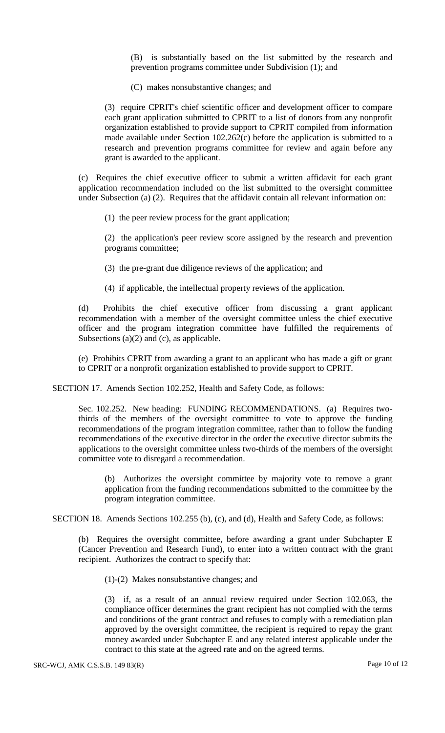(B) is substantially based on the list submitted by the research and prevention programs committee under Subdivision (1); and

(C) makes nonsubstantive changes; and

(3) require CPRIT's chief scientific officer and development officer to compare each grant application submitted to CPRIT to a list of donors from any nonprofit organization established to provide support to CPRIT compiled from information made available under Section 102.262(c) before the application is submitted to a research and prevention programs committee for review and again before any grant is awarded to the applicant.

(c) Requires the chief executive officer to submit a written affidavit for each grant application recommendation included on the list submitted to the oversight committee under Subsection (a) (2). Requires that the affidavit contain all relevant information on:

(1) the peer review process for the grant application;

(2) the application's peer review score assigned by the research and prevention programs committee;

(3) the pre-grant due diligence reviews of the application; and

(4) if applicable, the intellectual property reviews of the application.

(d) Prohibits the chief executive officer from discussing a grant applicant recommendation with a member of the oversight committee unless the chief executive officer and the program integration committee have fulfilled the requirements of Subsections (a)(2) and (c), as applicable.

(e) Prohibits CPRIT from awarding a grant to an applicant who has made a gift or grant to CPRIT or a nonprofit organization established to provide support to CPRIT.

SECTION 17. Amends Section 102.252, Health and Safety Code, as follows:

Sec. 102.252. New heading: FUNDING RECOMMENDATIONS. (a) Requires two-thirds of the members of the oversight committee to vote to approve the funding recommendations of the program integration committee, rather than to follow the funding recommendations of the executive director in the order the executive director submits the applications to the oversight committee unless two-thirds of the members of the oversight committee vote to disregard a recommendation.

(b) Authorizes the oversight committee by majority vote to remove a grant application from the funding recommendations submitted to the committee by the program integration committee.

SECTION 18. Amends Sections 102.255 (b), (c), and (d), Health and Safety Code, as follows:

(b) Requires the oversight committee, before awarding a grant under Subchapter E (Cancer Prevention and Research Fund), to enter into a written contract with the grant recipient. Authorizes the contract to specify that:

(1)-(2) Makes nonsubstantive changes; and

(3) if, as a result of an annual review required under Section 102.063, the compliance officer determines the grant recipient has not complied with the terms and conditions of the grant contract and refuses to comply with a remediation plan approved by the oversight committee, the recipient is required to repay the grant money awarded under Subchapter E and any related interest applicable under the contract to this state at the agreed rate and on the agreed terms.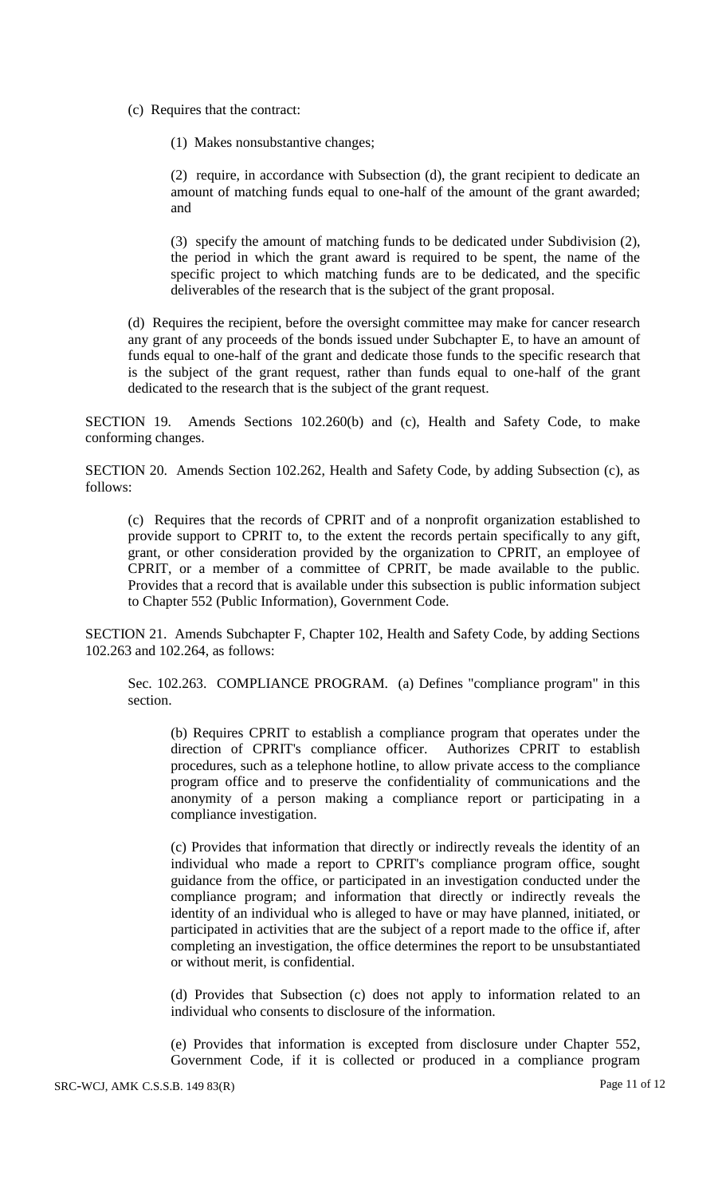(c) Requires that the contract:

(1) Makes nonsubstantive changes;

(2) require, in accordance with Subsection (d), the grant recipient to dedicate an amount of matching funds equal to one-half of the amount of the grant awarded; and

(3) specify the amount of matching funds to be dedicated under Subdivision (2), the period in which the grant award is required to be spent, the name of the specific project to which matching funds are to be dedicated, and the specific deliverables of the research that is the subject of the grant proposal.

(d) Requires the recipient, before the oversight committee may make for cancer research any grant of any proceeds of the bonds issued under Subchapter E, to have an amount of funds equal to one-half of the grant and dedicate those funds to the specific research that is the subject of the grant request, rather than funds equal to one-half of the grant dedicated to the research that is the subject of the grant request.

SECTION 19. Amends Sections 102.260(b) and (c), Health and Safety Code, to make conforming changes.

SECTION 20. Amends Section 102.262, Health and Safety Code, by adding Subsection (c), as follows:

(c) Requires that the records of CPRIT and of a nonprofit organization established to provide support to CPRIT to, to the extent the records pertain specifically to any gift, grant, or other consideration provided by the organization to CPRIT, an employee of CPRIT, or a member of a committee of CPRIT, be made available to the public. Provides that a record that is available under this subsection is public information subject to Chapter 552 (Public Information), Government Code.

SECTION 21. Amends Subchapter F, Chapter 102, Health and Safety Code, by adding Sections 102.263 and 102.264, as follows:

Sec. 102.263. COMPLIANCE PROGRAM. (a) Defines "compliance program" in this section.

(b) Requires CPRIT to establish a compliance program that operates under the direction of CPRIT's compliance officer. Authorizes CPRIT to establish procedures, such as a telephone hotline, to allow private access to the compliance program office and to preserve the confidentiality of communications and the anonymity of a person making a compliance report or participating in a compliance investigation.

(c) Provides that information that directly or indirectly reveals the identity of an individual who made a report to CPRIT's compliance program office, sought guidance from the office, or participated in an investigation conducted under the compliance program; and information that directly or indirectly reveals the identity of an individual who is alleged to have or may have planned, initiated, or participated in activities that are the subject of a report made to the office if, after completing an investigation, the office determines the report to be unsubstantiated or without merit, is confidential.

(d) Provides that Subsection (c) does not apply to information related to an individual who consents to disclosure of the information.

(e) Provides that information is excepted from disclosure under Chapter 552, Government Code, if it is collected or produced in a compliance program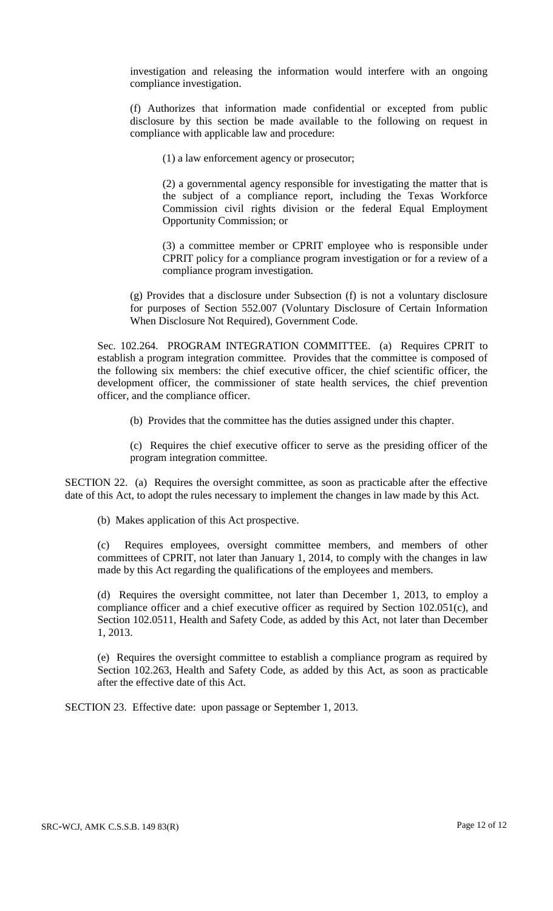investigation and releasing the information would interfere with an ongoing compliance investigation.

(f) Authorizes that information made confidential or excepted from public disclosure by this section be made available to the following on request in compliance with applicable law and procedure:

(1) a law enforcement agency or prosecutor;

(2) a governmental agency responsible for investigating the matter that is the subject of a compliance report, including the Texas Workforce Commission civil rights division or the federal Equal Employment Opportunity Commission; or

(3) a committee member or CPRIT employee who is responsible under CPRIT policy for a compliance program investigation or for a review of a compliance program investigation.

(g) Provides that a disclosure under Subsection (f) is not a voluntary disclosure for purposes of Section 552.007 (Voluntary Disclosure of Certain Information When Disclosure Not Required), Government Code.

Sec. 102.264. PROGRAM INTEGRATION COMMITTEE. (a) Requires CPRIT to establish a program integration committee. Provides that the committee is composed of the following six members: the chief executive officer, the chief scientific officer, the development officer, the commissioner of state health services, the chief prevention officer, and the compliance officer.

(b) Provides that the committee has the duties assigned under this chapter.

(c) Requires the chief executive officer to serve as the presiding officer of the program integration committee.

SECTION 22. (a) Requires the oversight committee, as soon as practicable after the effective date of this Act, to adopt the rules necessary to implement the changes in law made by this Act.

(b) Makes application of this Act prospective.

(c) Requires employees, oversight committee members, and members of other committees of CPRIT, not later than January 1, 2014, to comply with the changes in law made by this Act regarding the qualifications of the employees and members.

(d) Requires the oversight committee, not later than December 1, 2013, to employ a compliance officer and a chief executive officer as required by Section 102.051(c), and Section 102.0511, Health and Safety Code, as added by this Act, not later than December 1, 2013.

(e) Requires the oversight committee to establish a compliance program as required by Section 102.263, Health and Safety Code, as added by this Act, as soon as practicable after the effective date of this Act.

SECTION 23. Effective date: upon passage or September 1, 2013.